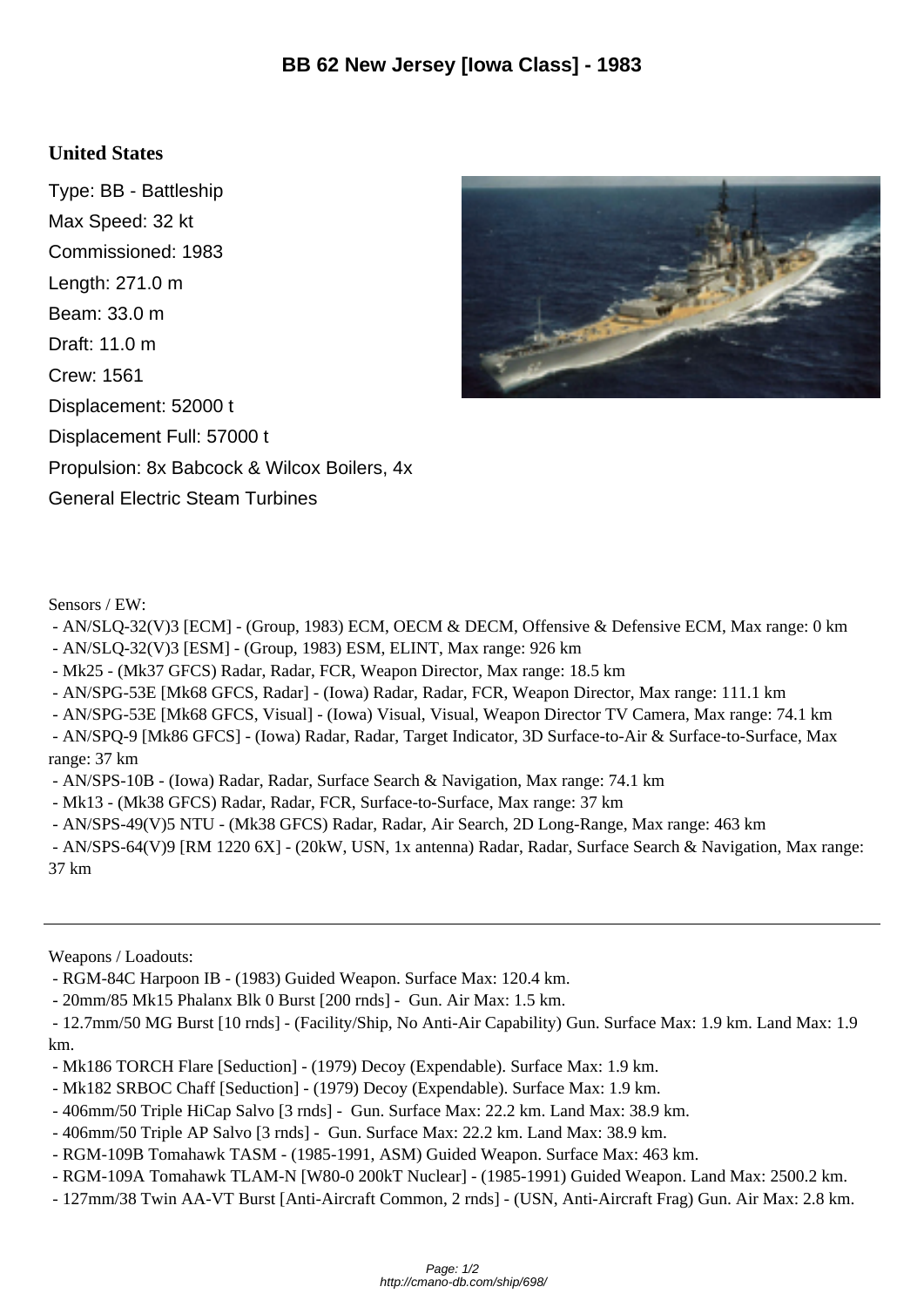# BB 62 New Jersey [Iowa Class] - 1983

## United States

Type: BB - Battleship

Max Speed: 32 kt

Commissioned: 1983

Length: 271.0 m

Beam: 33.0 m

Draft: 11.0 m

Crew: 1561

Displacement: 52000 t

Displacement Full: 57000 t

Propulsion: 8x Babcock & Wilcox Boilers, 4x General Electric Steam Turbines

Sensors / EW:

- AN/SLQ-32(V)3 [ECM] - (Group, 1983) ECM, OECM & DECM, Offensive & Defensive ECM, Max range: 0 km
- AN/SLQ-32(V)3 [ESM] - (Group, 1983) ESM, ELINT, Max range: 926 km
- Mk25 - (Mk37 GFCS) Radar, Radar, FCR, Weapon Director, Max range: 18.5 km
- AN/SPG-53E [Mk68 GFCS, Radar] - (Iowa) Radar, Radar, FCR, Weapon Director, Max range: 111.1 km
- AN/SPG-53E [Mk68 GFCS, Visual] - (Iowa) Visual, Visual, Weapon Director TV Camera, Max range: 74.1 km
- AN/SPQ-9 [Mk86 GFCS] - (Iowa) Radar, Radar, Target Indicator, 3D Surface-to-Air & Surface-to-Surface, Max range: 37 km
- AN/SPS-10B - (Iowa) Radar, Radar, Surface Search & Navigation, Max range: 74.1 km
- Mk13 - (Mk38 GFCS) Radar, Radar, FCR, Surface-to-Surface, Max range: 37 km
- AN/SPS-49(V)5 NTU - (Mk38 GFCS) Radar, Radar, Air Search, 2D Long-Range, Max range: 463 km
- AN/SPS-64(V)9 [RM 1220 6X] - (20kW, USN, 1x antenna) Radar, Radar, Surface Search & Navigation, Max range: 37 km

---

Weapons / Loadouts:

- RGM-84C Harpoon IB - (1983) Guided Weapon. Surface Max: 120.4 km.
- 20mm/85 Mk15 Phalanx Blk 0 Burst [200 rnds] - Gun. Air Max: 1.5 km.
- 12.7mm/50 MG Burst [10 rnds] - (Facility/Ship, No Anti-Air Capability) Gun. Surface Max: 1.9 km. Land Max: 1.9 km.
- Mk186 TORCH Flare [Seduction] - (1979) Decoy (Expendable). Surface Max: 1.9 km.
- Mk182 SRBOC Chaff [Seduction] - (1979) Decoy (Expendable). Surface Max: 1.9 km.
- 406mm/50 Triple HiCap Salvo [3 rnds] - Gun. Surface Max: 22.2 km. Land Max: 38.9 km.
- 406mm/50 Triple AP Salvo [3 rnds] - Gun. Surface Max: 22.2 km. Land Max: 38.9 km.
- RGM-109B Tomahawk TASM - (1985-1991, ASM) Guided Weapon. Surface Max: 463 km.
- RGM-109A Tomahawk TLAM-N [W80-0 200kT Nuclear] - (1985-1991) Guided Weapon. Land Max: 2500.2 km.
- 127mm/38 Twin AA-VT Burst [Anti-Aircraft Common, 2 rnds] - (USN, Anti-Aircraft Frag) Gun. Air Max: 2.8 km.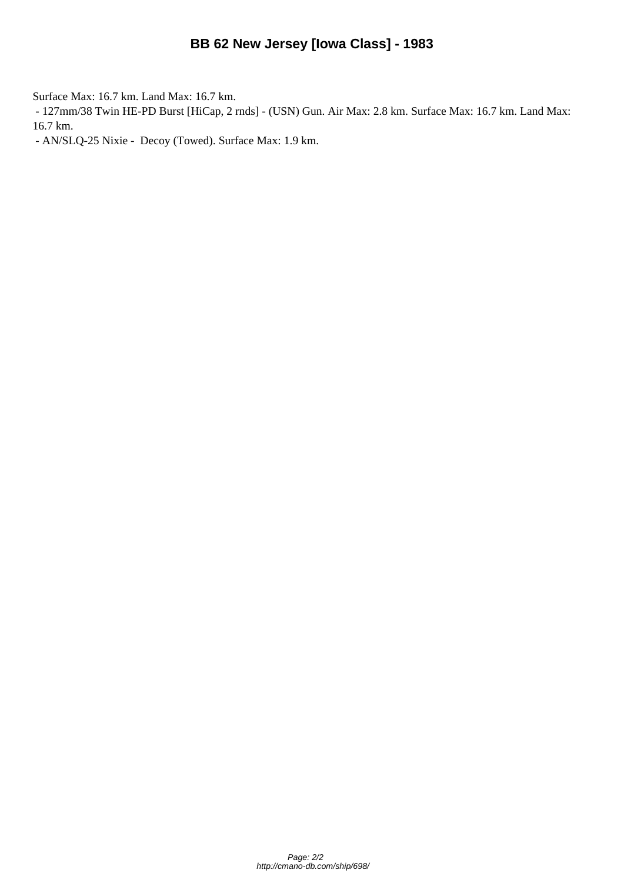Surface Max: 16.7 km. Land Max: 16.7 km.

 - 127mm/38 Twin HE-PD Burst [HiCap, 2 rnds] - (USN) Gun. Air Max: 2.8 km. Surface Max: 16.7 km. Land Max: 16.7 km.

 - AN/SLQ-25 Nixie - Decoy (Towed). Surface Max: 1.9 km.